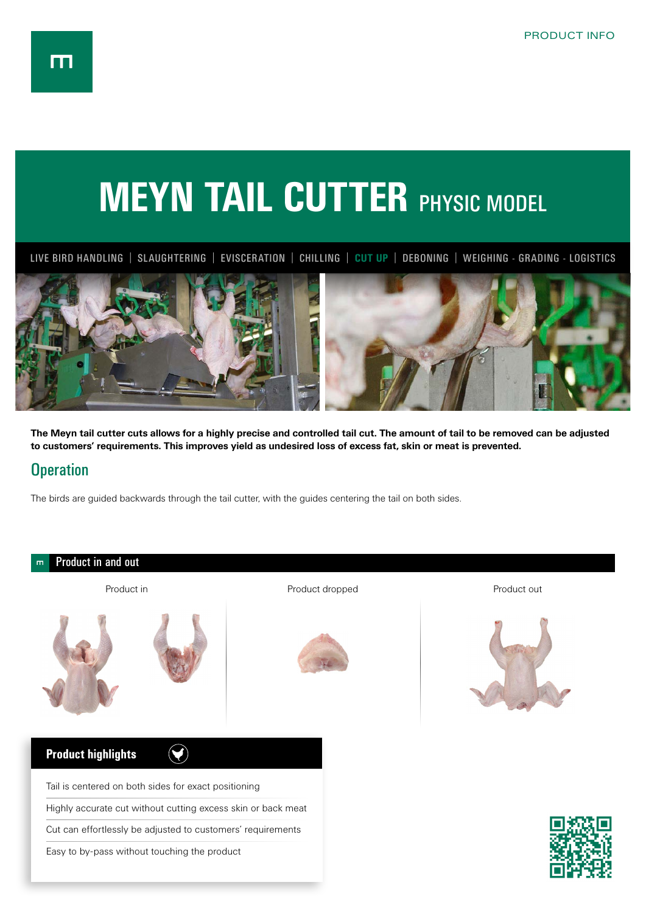PRODUCT INFO

# MEYN TAIL CUTTER PHYSIC MODEL

LIVE BIRD HANDLING | SLAUGHTERING | EVISCERATION | CHILLING | **CUT UP** | DEBONING | WEIGHING - GRADING - LOGISTICS

**The Meyn tail cutter cuts allows for a highly precise and controlled tail cut. The amount of tail to be removed can be adjusted to customers' requirements. This improves yield as undesired loss of excess fat, skin or meat is prevented.**

## Operation

The birds are guided backwards through the tail cutter, with the guides centering the tail on both sides.

## Product in and out

Product in

Product dropped

Product out

## Product highlights

- Tail is centered on both sides for exact positioning
- Highly accurate cut without cutting excess skin or back meat
- Cut can effortlessly be adjusted to customers' requirements
- Easy to by-pass without touching the product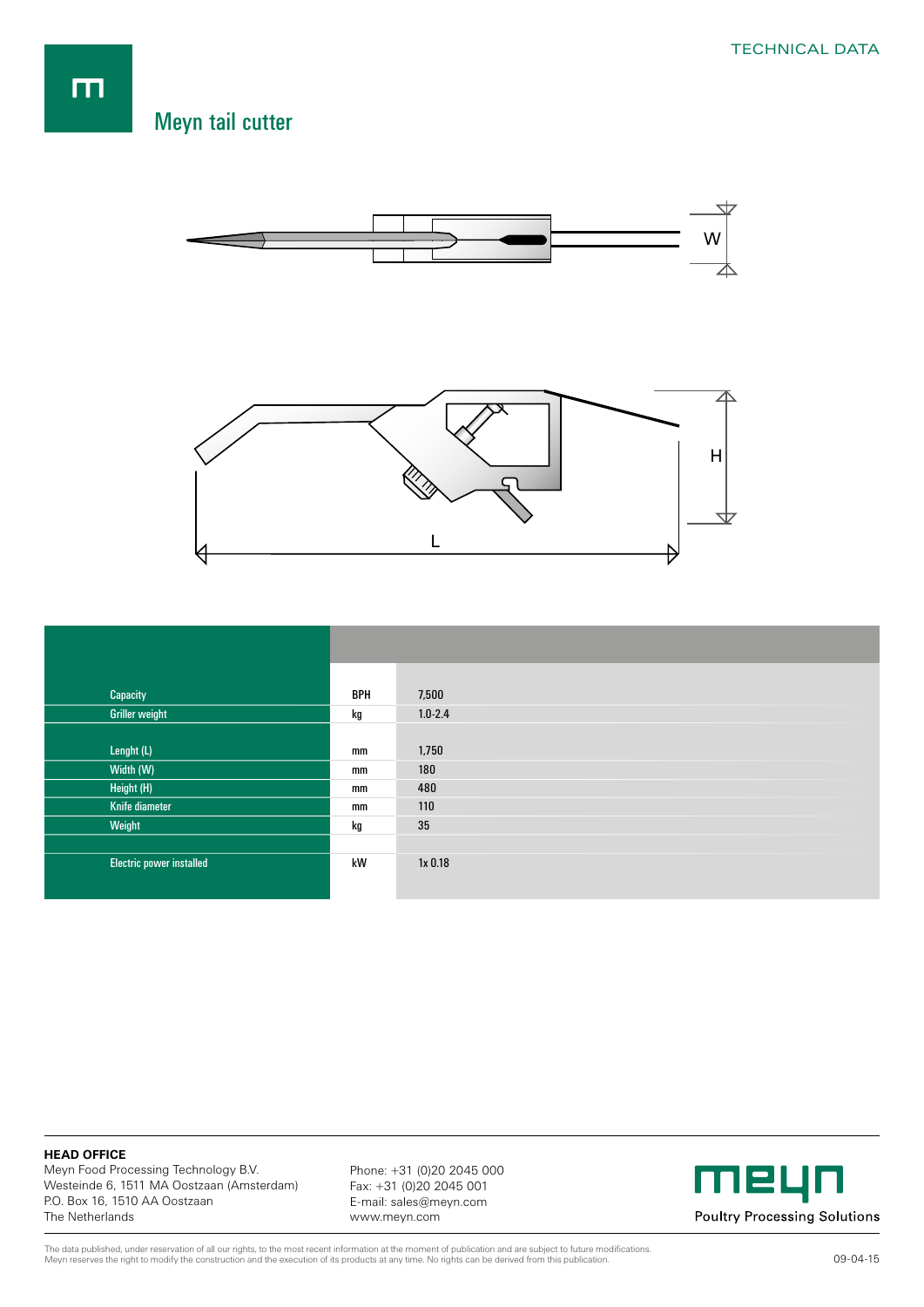# Meyn tail cutter

W

H

L

| | | |
|---|---|---|
| Capacity | BPH | 7,500 |
| Griller weight | kg | 1.0-2.4 |
| | | |
| Lenght (L) | mm | 1,750 |
| Width (W) | mm | 180 |
| Height (H) | mm | 480 |
| Knife diameter | mm | 110 |
| Weight | kg | 35 |
| | | |
| Electric power installed | kW | 1x 0.18 |

**HEAD OFFICE**
Meyn Food Processing Technology B.V.
Westeinde 6, 1511 MA Oostzaan (Amsterdam)
P.O. Box 16, 1510 AA Oostzaan
The Netherlands

Phone: +31 (0)20 2045 000
Fax: +31 (0)20 2045 001
E-mail: sales@meyn.com
www.meyn.com

meyn
Poultry Processing Solutions

The data published, under reservation of all our rights, to the most recent information at the moment of publication and are subject to future modifications.
Meyn reserves the right to modify the construction and the execution of its products at any time. No rights can be derived from this publication.

09-04-15